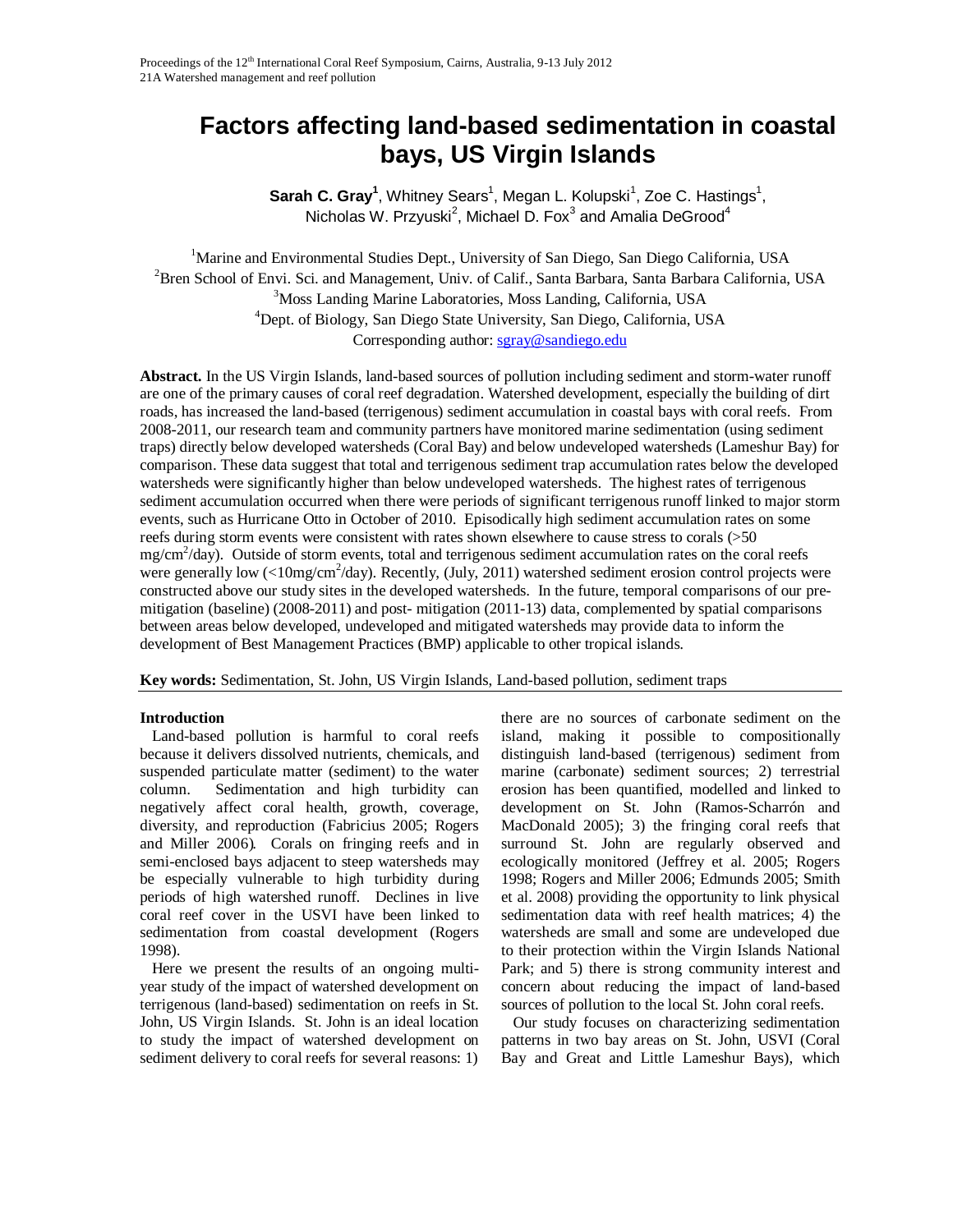# Factors affecting land-based sedimentation in coastal bays, US Virgin Islands

**Sarah C. Gray**[1], Whitney Sears[1], Megan L. Kolupski[1], Zoe C. Hastings[1], Nicholas W. Przyuski[2], Michael D. Fox[3] and Amalia DeGrood[4]

[1]Marine and Environmental Studies Dept., University of San Diego, San Diego California, USA
[2]Bren School of Envi. Sci. and Management, Univ. of Calif., Santa Barbara, Santa Barbara California, USA
[3]Moss Landing Marine Laboratories, Moss Landing, California, USA
[4]Dept. of Biology, San Diego State University, San Diego, California, USA
Corresponding author: sgray@sandiego.edu

**Abstract.** In the US Virgin Islands, land-based sources of pollution including sediment and storm-water runoff are one of the primary causes of coral reef degradation. Watershed development, especially the building of dirt roads, has increased the land-based (terrigenous) sediment accumulation in coastal bays with coral reefs. From 2008-2011, our research team and community partners have monitored marine sedimentation (using sediment traps) directly below developed watersheds (Coral Bay) and below undeveloped watersheds (Lameshur Bay) for comparison. These data suggest that total and terrigenous sediment trap accumulation rates below the developed watersheds were significantly higher than below undeveloped watersheds. The highest rates of terrigenous sediment accumulation occurred when there were periods of significant terrigenous runoff linked to major storm events, such as Hurricane Otto in October of 2010. Episodically high sediment accumulation rates on some reefs during storm events were consistent with rates shown elsewhere to cause stress to corals (>50 mg/cm$^2$/day). Outside of storm events, total and terrigenous sediment accumulation rates on the coral reefs were generally low (<10mg/cm$^2$/day). Recently, (July, 2011) watershed sediment erosion control projects were constructed above our study sites in the developed watersheds. In the future, temporal comparisons of our pre-mitigation (baseline) (2008-2011) and post- mitigation (2011-13) data, complemented by spatial comparisons between areas below developed, undeveloped and mitigated watersheds may provide data to inform the development of Best Management Practices (BMP) applicable to other tropical islands.

**Key words:** Sedimentation, St. John, US Virgin Islands, Land-based pollution, sediment traps

## Introduction

Land-based pollution is harmful to coral reefs because it delivers dissolved nutrients, chemicals, and suspended particulate matter (sediment) to the water column. Sedimentation and high turbidity can negatively affect coral health, growth, coverage, diversity, and reproduction (Fabricius 2005; Rogers and Miller 2006). Corals on fringing reefs and in semi-enclosed bays adjacent to steep watersheds may be especially vulnerable to high turbidity during periods of high watershed runoff. Declines in live coral reef cover in the USVI have been linked to sedimentation from coastal development (Rogers 1998).

Here we present the results of an ongoing multi-year study of the impact of watershed development on terrigenous (land-based) sedimentation on reefs in St. John, US Virgin Islands. St. John is an ideal location to study the impact of watershed development on sediment delivery to coral reefs for several reasons: 1) there are no sources of carbonate sediment on the island, making it possible to compositionally distinguish land-based (terrigenous) sediment from marine (carbonate) sediment sources; 2) terrestrial erosion has been quantified, modelled and linked to development on St. John (Ramos-Scharrón and MacDonald 2005); 3) the fringing coral reefs that surround St. John are regularly observed and ecologically monitored (Jeffrey et al. 2005; Rogers 1998; Rogers and Miller 2006; Edmunds 2005; Smith et al. 2008) providing the opportunity to link physical sedimentation data with reef health matrices; 4) the watersheds are small and some are undeveloped due to their protection within the Virgin Islands National Park; and 5) there is strong community interest and concern about reducing the impact of land-based sources of pollution to the local St. John coral reefs.

Our study focuses on characterizing sedimentation patterns in two bay areas on St. John, USVI (Coral Bay and Great and Little Lameshur Bays), which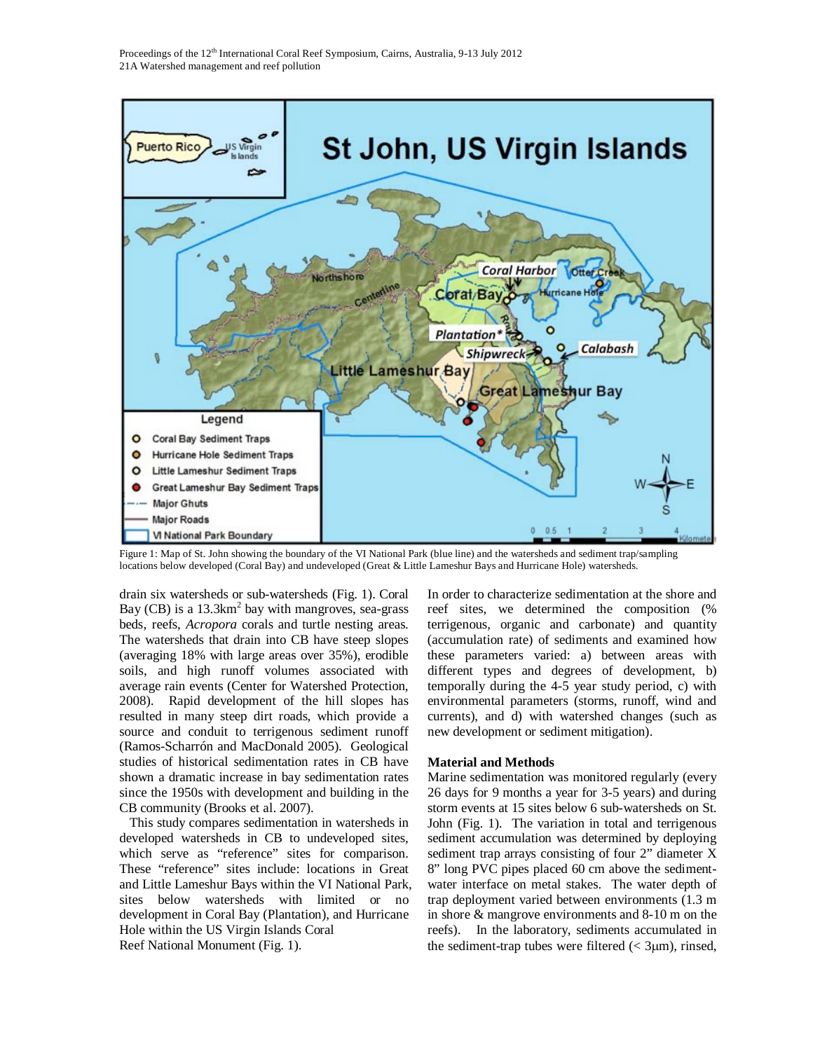Figure 1: Map of St. John showing the boundary of the VI National Park (blue line) and the watersheds and sediment trap/sampling locations below developed (Coral Bay) and undeveloped (Great & Little Lameshur Bays and Hurricane Hole) watersheds.

drain six watersheds or sub-watersheds (Fig. 1). Coral Bay (CB) is a 13.3km$^2$ bay with mangroves, sea-grass beds, reefs, *Acropora* corals and turtle nesting areas. The watersheds that drain into CB have steep slopes (averaging 18% with large areas over 35%), erodible soils, and high runoff volumes associated with average rain events (Center for Watershed Protection, 2008). Rapid development of the hill slopes has resulted in many steep dirt roads, which provide a source and conduit to terrigenous sediment runoff (Ramos-Scharrón and MacDonald 2005). Geological studies of historical sedimentation rates in CB have shown a dramatic increase in bay sedimentation rates since the 1950s with development and building in the CB community (Brooks et al. 2007).

This study compares sedimentation in watersheds in developed watersheds in CB to undeveloped sites, which serve as "reference" sites for comparison. These "reference" sites include: locations in Great and Little Lameshur Bays within the VI National Park, sites below watersheds with limited or no development in Coral Bay (Plantation), and Hurricane Hole within the US Virgin Islands Coral Reef National Monument (Fig. 1).

In order to characterize sedimentation at the shore and reef sites, we determined the composition (% terrigenous, organic and carbonate) and quantity (accumulation rate) of sediments and examined how these parameters varied: a) between areas with different types and degrees of development, b) temporally during the 4-5 year study period, c) with environmental parameters (storms, runoff, wind and currents), and d) with watershed changes (such as new development or sediment mitigation).

## Material and Methods

Marine sedimentation was monitored regularly (every 26 days for 9 months a year for 3-5 years) and during storm events at 15 sites below 6 sub-watersheds on St. John (Fig. 1). The variation in total and terrigenous sediment accumulation was determined by deploying sediment trap arrays consisting of four 2" diameter X 8" long PVC pipes placed 60 cm above the sediment-water interface on metal stakes. The water depth of trap deployment varied between environments (1.3 m in shore & mangrove environments and 8-10 m on the reefs). In the laboratory, sediments accumulated in the sediment-trap tubes were filtered (< 3μm), rinsed,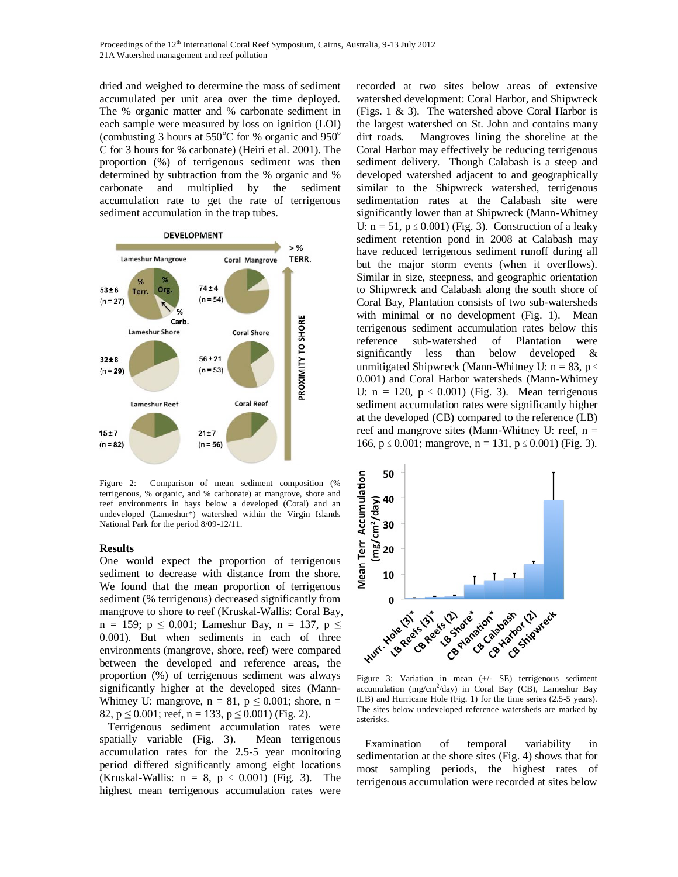dried and weighed to determine the mass of sediment accumulated per unit area over the time deployed. The % organic matter and % carbonate sediment in each sample were measured by loss on ignition (LOI) (combusting 3 hours at 550°C for % organic and 950° C for 3 hours for % carbonate) (Heiri et al. 2001). The proportion (%) of terrigenous sediment was then determined by subtraction from the % organic and % carbonate and multiplied by the sediment accumulation rate to get the rate of terrigenous sediment accumulation in the trap tubes.

Figure 2: Comparison of mean sediment composition (% terrigenous, % organic, and % carbonate) at mangrove, shore and reef environments in bays below a developed (Coral) and an undeveloped (Lameshur*) watershed within the Virgin Islands National Park for the period 8/09-12/11.

## Results

One would expect the proportion of terrigenous sediment to decrease with distance from the shore. We found that the mean proportion of terrigenous sediment (% terrigenous) decreased significantly from mangrove to shore to reef (Kruskal-Wallis: Coral Bay, $n = 159$; $p \leq 0.001$; Lameshur Bay, $n = 137$, $p \leq 0.001$). But when sediments in each of three environments (mangrove, shore, reef) were compared between the developed and reference areas, the proportion (%) of terrigenous sediment was always significantly higher at the developed sites (Mann-Whitney U: mangrove, $n = 81$, $p \leq 0.001$; shore, $n = 82$, $p \leq 0.001$; reef, $n = 133$, $p \leq 0.001$) (Fig. 2).

Terrigenous sediment accumulation rates were spatially variable (Fig. 3). Mean terrigenous accumulation rates for the 2.5-5 year monitoring period differed significantly among eight locations (Kruskal-Wallis: $n = 8$, $p \leq 0.001$) (Fig. 3). The highest mean terrigenous accumulation rates were recorded at two sites below areas of extensive watershed development: Coral Harbor, and Shipwreck (Figs. 1 & 3). The watershed above Coral Harbor is the largest watershed on St. John and contains many dirt roads. Mangroves lining the shoreline at the Coral Harbor may effectively be reducing terrigenous sediment delivery. Though Calabash is a steep and developed watershed adjacent to and geographically similar to the Shipwreck watershed, terrigenous sedimentation rates at the Calabash site were significantly lower than at Shipwreck (Mann-Whitney U: $n = 51$, $p \leq 0.001$) (Fig. 3). Construction of a leaky sediment retention pond in 2008 at Calabash may have reduced terrigenous sediment runoff during all but the major storm events (when it overflows). Similar in size, steepness, and geographic orientation to Shipwreck and Calabash along the south shore of Coral Bay, Plantation consists of two sub-watersheds with minimal or no development (Fig. 1). Mean terrigenous sediment accumulation rates below this reference sub-watershed of Plantation were significantly less than below developed & unmitigated Shipwreck (Mann-Whitney U: $n = 83$, $p \leq 0.001$) and Coral Harbor watersheds (Mann-Whitney U: $n = 120$, $p \leq 0.001$) (Fig. 3). Mean terrigenous sediment accumulation rates were significantly higher at the developed (CB) compared to the reference (LB) reef and mangrove sites (Mann-Whitney U: reef, $n = 166$, $p \leq 0.001$; mangrove, $n = 131$, $p \leq 0.001$) (Fig. 3).

Figure 3: Variation in mean (+/- SE) terrigenous sediment accumulation ($mg/cm^2/day$) in Coral Bay (CB), Lameshur Bay (LB) and Hurricane Hole (Fig. 1) for the time series (2.5-5 years). The sites below undeveloped reference watersheds are marked by asterisks.

Examination of temporal variability in sedimentation at the shore sites (Fig. 4) shows that for most sampling periods, the highest rates of terrigenous accumulation were recorded at sites below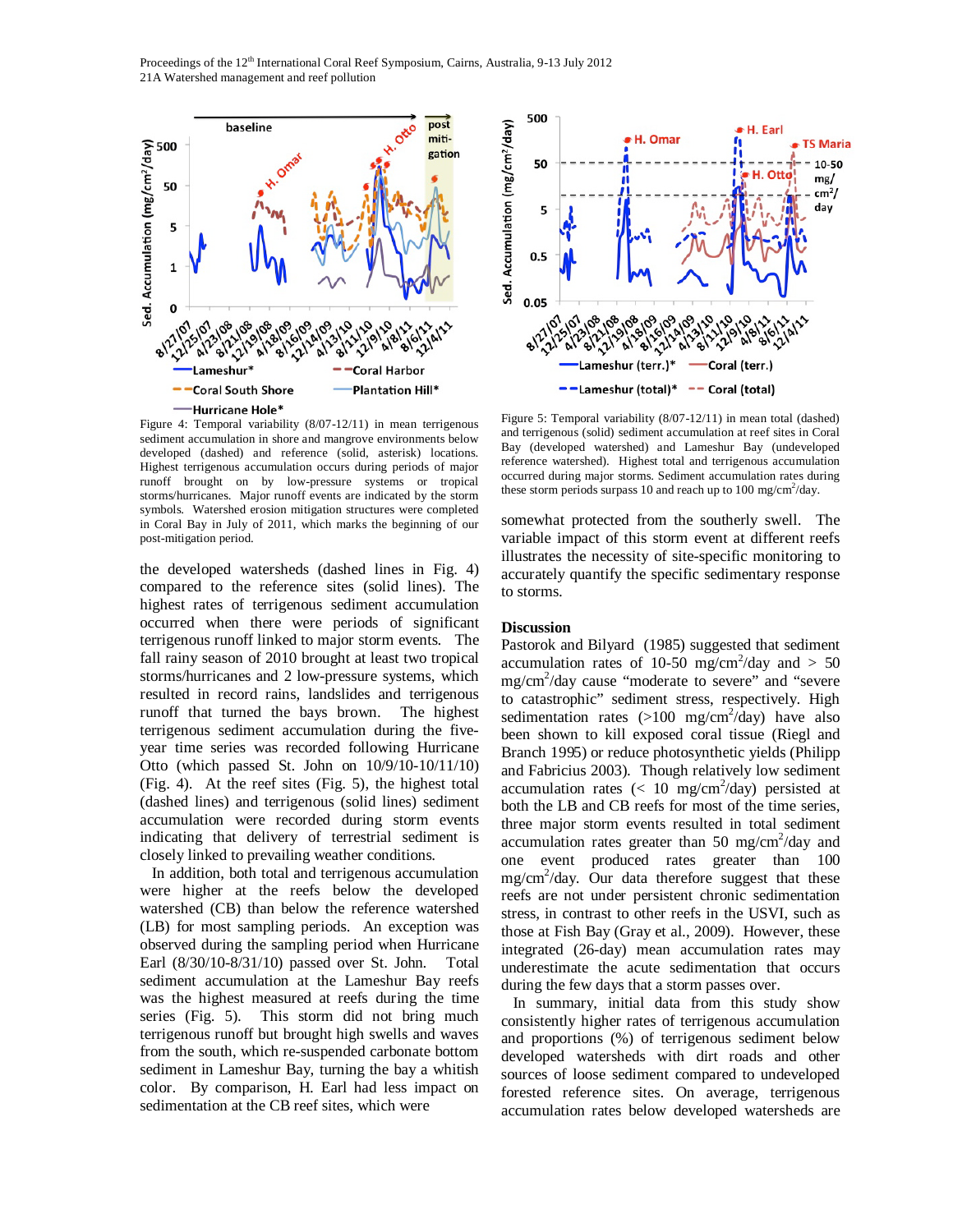Figure 4: Temporal variability (8/07-12/11) in mean terrigenous sediment accumulation in shore and mangrove environments below developed (dashed) and reference (solid, asterisk) locations. Highest terrigenous accumulation occurs during periods of major runoff brought on by low-pressure systems or tropical storms/hurricanes. Major runoff events are indicated by the storm symbols. Watershed erosion mitigation structures were completed in Coral Bay in July of 2011, which marks the beginning of our post-mitigation period.

the developed watersheds (dashed lines in Fig. 4) compared to the reference sites (solid lines). The highest rates of terrigenous sediment accumulation occurred when there were periods of significant terrigenous runoff linked to major storm events. The fall rainy season of 2010 brought at least two tropical storms/hurricanes and 2 low-pressure systems, which resulted in record rains, landslides and terrigenous runoff that turned the bays brown. The highest terrigenous sediment accumulation during the five-year time series was recorded following Hurricane Otto (which passed St. John on 10/9/10-10/11/10) (Fig. 4). At the reef sites (Fig. 5), the highest total (dashed lines) and terrigenous (solid lines) sediment accumulation were recorded during storm events indicating that delivery of terrestrial sediment is closely linked to prevailing weather conditions.

In addition, both total and terrigenous accumulation were higher at the reefs below the developed watershed (CB) than below the reference watershed (LB) for most sampling periods. An exception was observed during the sampling period when Hurricane Earl (8/30/10-8/31/10) passed over St. John. Total sediment accumulation at the Lameshur Bay reefs was the highest measured at reefs during the time series (Fig. 5). This storm did not bring much terrigenous runoff but brought high swells and waves from the south, which re-suspended carbonate bottom sediment in Lameshur Bay, turning the bay a whitish color. By comparison, H. Earl had less impact on sedimentation at the CB reef sites, which were

Figure 5: Temporal variability (8/07-12/11) in mean total (dashed) and terrigenous (solid) sediment accumulation at reef sites in Coral Bay (developed watershed) and Lameshur Bay (undeveloped reference watershed). Highest total and terrigenous accumulation occurred during major storms. Sediment accumulation rates during these storm periods surpass 10 and reach up to 100 mg/cm$^2$/day.

somewhat protected from the southerly swell. The variable impact of this storm event at different reefs illustrates the necessity of site-specific monitoring to accurately quantify the specific sedimentary response to storms.

## Discussion

Pastorok and Bilyard (1985) suggested that sediment accumulation rates of 10-50 mg/cm$^2$/day and > 50 mg/cm$^2$/day cause "moderate to severe" and "severe to catastrophic" sediment stress, respectively. High sedimentation rates (>100 mg/cm$^2$/day) have also been shown to kill exposed coral tissue (Riegl and Branch 1995) or reduce photosynthetic yields (Philipp and Fabricius 2003). Though relatively low sediment accumulation rates (< 10 mg/cm$^2$/day) persisted at both the LB and CB reefs for most of the time series, three major storm events resulted in total sediment accumulation rates greater than 50 mg/cm$^2$/day and one event produced rates greater than 100 mg/cm$^2$/day. Our data therefore suggest that these reefs are not under persistent chronic sedimentation stress, in contrast to other reefs in the USVI, such as those at Fish Bay (Gray et al., 2009). However, these integrated (26-day) mean accumulation rates may underestimate the acute sedimentation that occurs during the few days that a storm passes over.

In summary, initial data from this study show consistently higher rates of terrigenous accumulation and proportions (%) of terrigenous sediment below developed watersheds with dirt roads and other sources of loose sediment compared to undeveloped forested reference sites. On average, terrigenous accumulation rates below developed watersheds are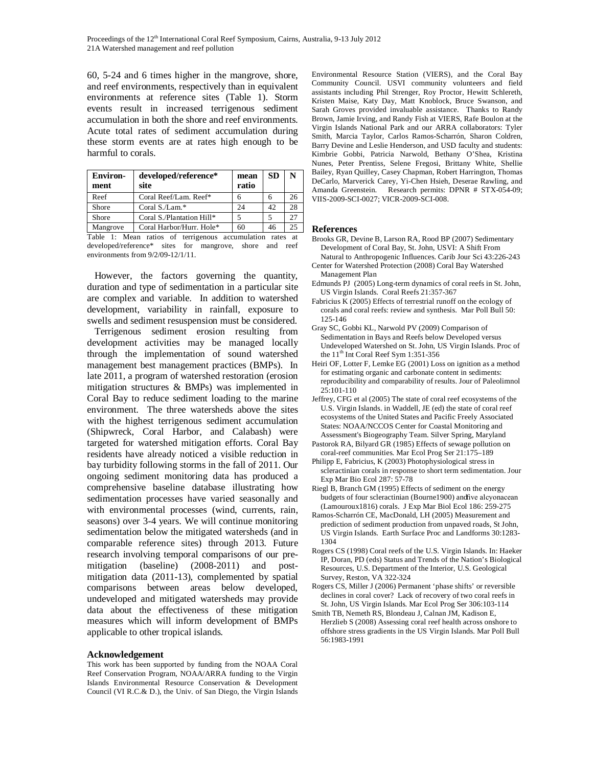60, 5-24 and 6 times higher in the mangrove, shore, and reef environments, respectively than in equivalent environments at reference sites (Table 1). Storm events result in increased terrigenous sediment accumulation in both the shore and reef environments. Acute total rates of sediment accumulation during these storm events are at rates high enough to be harmful to corals.

| Environ-ment | developed/reference* site | mean ratio | SD | N |
|---|---|---|---|---|
| Reef | Coral Reef/Lam. Reef* | 6 | 6 | 26 |
| Shore | Coral S./Lam.* | 24 | 42 | 28 |
| Shore | Coral S./Plantation Hill* | 5 | 5 | 27 |
| Mangrove | Coral Harbor/Hurr. Hole* | 60 | 46 | 25 |

Table 1: Mean ratios of terrigenous accumulation rates at developed/reference* sites for mangrove, shore and reef environments from 9/2/09-12/1/11.

However, the factors governing the quantity, duration and type of sedimentation in a particular site are complex and variable. In addition to watershed development, variability in rainfall, exposure to swells and sediment resuspension must be considered.

Terrigenous sediment erosion resulting from development activities may be managed locally through the implementation of sound watershed management best management practices (BMPs). In late 2011, a program of watershed restoration (erosion mitigation structures & BMPs) was implemented in Coral Bay to reduce sediment loading to the marine environment. The three watersheds above the sites with the highest terrigenous sediment accumulation (Shipwreck, Coral Harbor, and Calabash) were targeted for watershed mitigation efforts. Coral Bay residents have already noticed a visible reduction in bay turbidity following storms in the fall of 2011. Our ongoing sediment monitoring data has produced a comprehensive baseline database illustrating how sedimentation processes have varied seasonally and with environmental processes (wind, currents, rain, seasons) over 3-4 years. We will continue monitoring sedimentation below the mitigated watersheds (and in comparable reference sites) through 2013. Future research involving temporal comparisons of our pre-mitigation (baseline) (2008-2011) and post-mitigation data (2011-13), complemented by spatial comparisons between areas below developed, undeveloped and mitigated watersheds may provide data about the effectiveness of these mitigation measures which will inform development of BMPs applicable to other tropical islands.

## Acknowledgement

This work has been supported by funding from the NOAA Coral Reef Conservation Program, NOAA/ARRA funding to the Virgin Islands Environmental Resource Conservation & Development Council (VI R.C.& D.), the Univ. of San Diego, the Virgin Islands Environmental Resource Station (VIERS), and the Coral Bay Community Council. USVI community volunteers and field assistants including Phil Strenger, Roy Proctor, Hewitt Schlereth, Kristen Maise, Katy Day, Matt Knoblock, Bruce Swanson, and Sarah Groves provided invaluable assistance. Thanks to Randy Brown, Jamie Irving, and Randy Fish at VIERS, Rafe Boulon at the Virgin Islands National Park and our ARRA collaborators: Tyler Smith, Marcia Taylor, Carlos Ramos-Scharrón, Sharon Coldren, Barry Devine and Leslie Henderson, and USD faculty and students: Kimbrie Gobbi, Patricia Narwold, Bethany O'Shea, Kristina Nunes, Peter Prentiss, Selene Fregosi, Brittany White, Shellie Bailey, Ryan Quilley, Casey Chapman, Robert Harrington, Thomas DeCarlo, Marverick Carey, Yi-Chen Hsieh, Deserae Rawling, and Amanda Greenstein. Research permits: DPNR # STX-054-09; VIIS-2009-SCI-0027; VICR-2009-SCI-008.

## References

Brooks GR, Devine B, Larson RA, Rood BP (2007) Sedimentary Development of Coral Bay, St. John, USVI: A Shift From Natural to Anthropogenic Influences. Carib Jour Sci 43:226-243

Center for Watershed Protection (2008) Coral Bay Watershed Management Plan

Edmunds PJ (2005) Long-term dynamics of coral reefs in St. John, US Virgin Islands. Coral Reefs 21:357-367

Fabricius K (2005) Effects of terrestrial runoff on the ecology of corals and coral reefs: review and synthesis. Mar Poll Bull 50: 125-146

Gray SC, Gobbi KL, Narwold PV (2009) Comparison of Sedimentation in Bays and Reefs below Developed versus Undeveloped Watershed on St. John, US Virgin Islands. Proc of the 11th Int Coral Reef Sym 1:351-356

Heiri OF, Lotter F, Lemke EG (2001) Loss on ignition as a method for estimating organic and carbonate content in sediments: reproducibility and comparability of results. Jour of Paleolimnol 25:101-110

Jeffrey, CFG et al (2005) The state of coral reef ecosystems of the U.S. Virgin Islands. in Waddell, JE (ed) the state of coral reef ecosystems of the United States and Pacific Freely Associated States: NOAA/NCCOS Center for Coastal Monitoring and Assessment's Biogeography Team. Silver Spring, Maryland

Pastorok RA, Bilyard GR (1985) Effects of sewage pollution on coral-reef communities. Mar Ecol Prog Ser 21:175–189

Philipp E, Fabricius, K (2003) Photophysiological stress in scleractinian corals in response to short term sedimentation. Jour Exp Mar Bio Ecol 287: 57-78

Riegl B, Branch GM (1995) Effects of sediment on the energy budgets of four scleractinian (Bourne1900) andfive alcyonacean (Lamouroux1816) corals. J Exp Mar Biol Ecol 186: 259-275

Ramos-Scharrón CE, MacDonald, LH (2005) Measurement and prediction of sediment production from unpaved roads, St John, US Virgin Islands. Earth Surface Proc and Landforms 30:1283-1304

Rogers CS (1998) Coral reefs of the U.S. Virgin Islands. In: Haeker IP, Doran, PD (eds) Status and Trends of the Nation's Biological Resources, U.S. Department of the Interior, U.S. Geological Survey, Reston, VA 322-324

Rogers CS, Miller J (2006) Permanent 'phase shifts' or reversible declines in coral cover? Lack of recovery of two coral reefs in St. John, US Virgin Islands. Mar Ecol Prog Ser 306:103-114

Smith TB, Nemeth RS, Blondeau J, Calnan JM, Kadison E, Herzlieb S (2008) Assessing coral reef health across onshore to offshore stress gradients in the US Virgin Islands. Mar Poll Bull 56:1983-1991